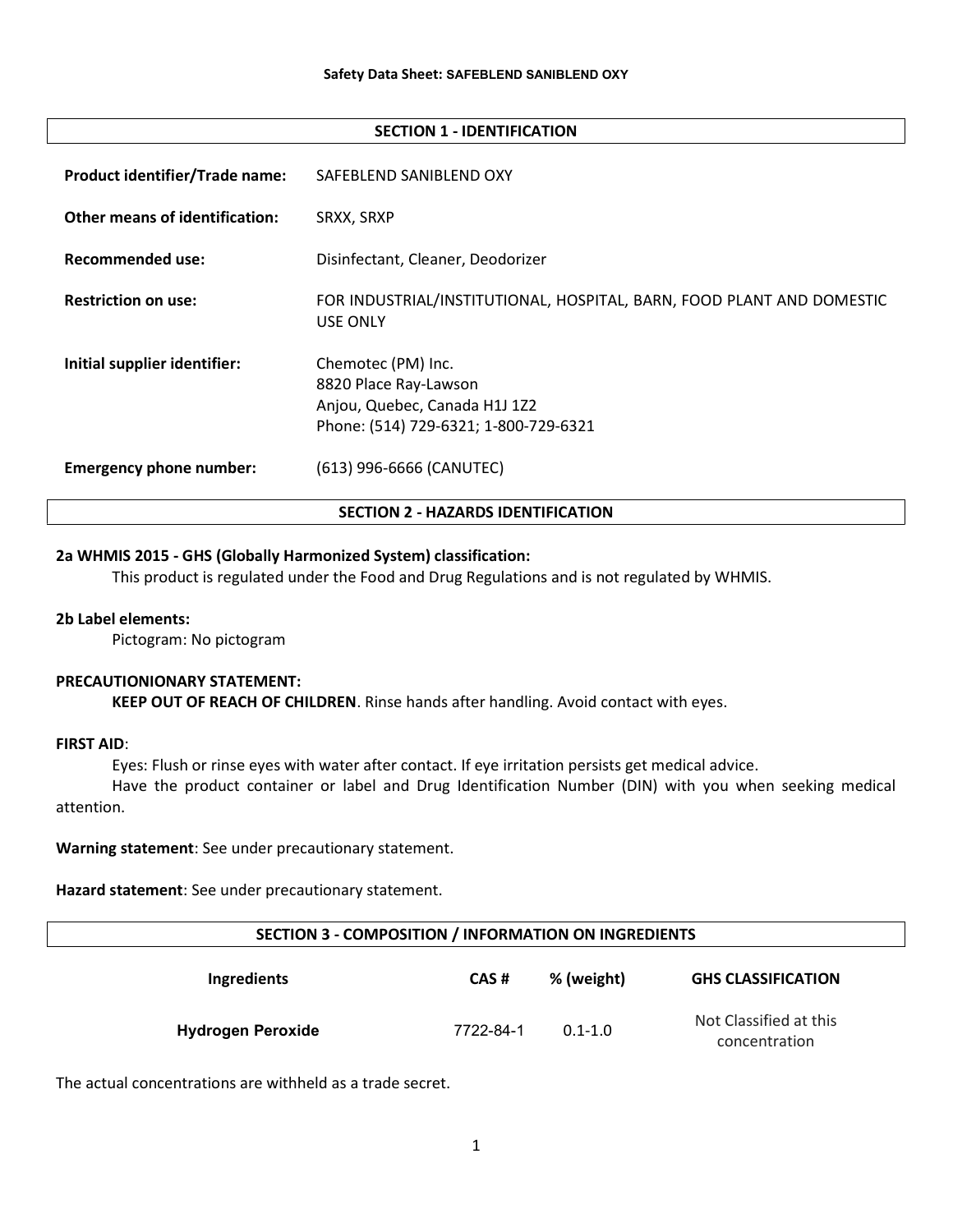**Safety Data Sheet: SAFEBLEND SANIBLEND OXY**

## SECTION 1 - IDENTIFICATION

| | |
|---|---|
| **Product identifier/Trade name:** | SAFEBLEND SANIBLEND OXY |
| **Other means of identification:** | SRXX, SRXP |
| **Recommended use:** | Disinfectant, Cleaner, Deodorizer |
| **Restriction on use:** | FOR INDUSTRIAL/INSTITUTIONAL, HOSPITAL, BARN, FOOD PLANT AND DOMESTIC USE ONLY |
| **Initial supplier identifier:** | Chemotec (PM) Inc.<br>8820 Place Ray-Lawson<br>Anjou, Quebec, Canada H1J 1Z2<br>Phone: (514) 729-6321; 1-800-729-6321 |
| **Emergency phone number:** | (613) 996-6666 (CANUTEC) |

## SECTION 2 - HAZARDS IDENTIFICATION

**2a WHMIS 2015 - GHS (Globally Harmonized System) classification:**

This product is regulated under the Food and Drug Regulations and is not regulated by WHMIS.

**2b Label elements:**

Pictogram: No pictogram

**PRECAUTIONIONARY STATEMENT:**

**KEEP OUT OF REACH OF CHILDREN**. Rinse hands after handling. Avoid contact with eyes.

**FIRST AID**:

Eyes: Flush or rinse eyes with water after contact. If eye irritation persists get medical advice.

Have the product container or label and Drug Identification Number (DIN) with you when seeking medical attention.

**Warning statement**: See under precautionary statement.

**Hazard statement**: See under precautionary statement.

## SECTION 3 - COMPOSITION / INFORMATION ON INGREDIENTS

| Ingredients | CAS # | % (weight) | GHS CLASSIFICATION |
|---|---|---|---|
| **Hydrogen Peroxide** | 7722-84-1 | 0.1-1.0 | Not Classified at this concentration |

The actual concentrations are withheld as a trade secret.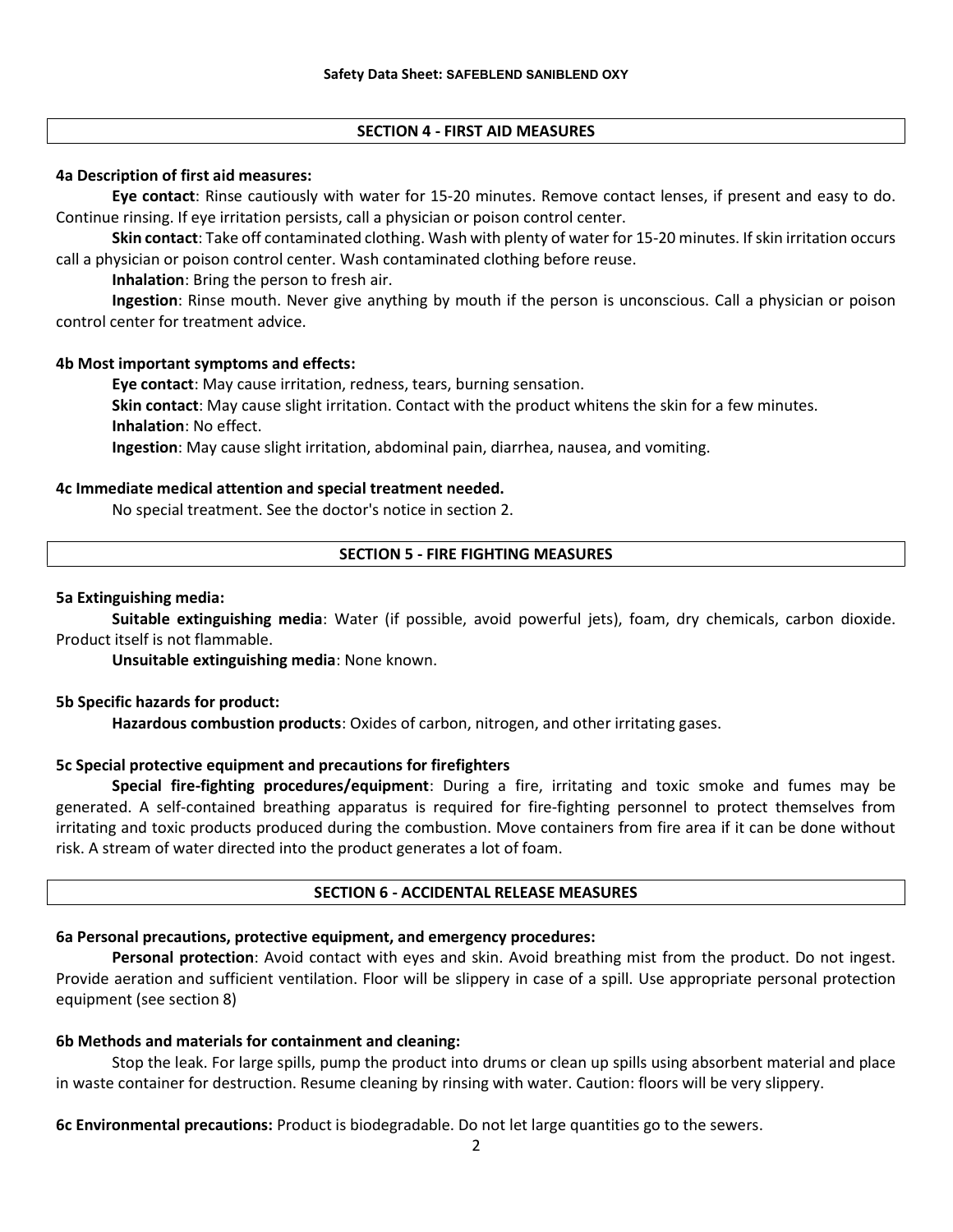## SECTION 4 - FIRST AID MEASURES

### 4a Description of first aid measures:

**Eye contact**: Rinse cautiously with water for 15-20 minutes. Remove contact lenses, if present and easy to do. Continue rinsing. If eye irritation persists, call a physician or poison control center.

**Skin contact**: Take off contaminated clothing. Wash with plenty of water for 15-20 minutes. If skin irritation occurs call a physician or poison control center. Wash contaminated clothing before reuse.

**Inhalation**: Bring the person to fresh air.

**Ingestion**: Rinse mouth. Never give anything by mouth if the person is unconscious. Call a physician or poison control center for treatment advice.

### 4b Most important symptoms and effects:

**Eye contact**: May cause irritation, redness, tears, burning sensation.

**Skin contact**: May cause slight irritation. Contact with the product whitens the skin for a few minutes.

**Inhalation**: No effect.

**Ingestion**: May cause slight irritation, abdominal pain, diarrhea, nausea, and vomiting.

### 4c Immediate medical attention and special treatment needed.

No special treatment. See the doctor's notice in section 2.

## SECTION 5 - FIRE FIGHTING MEASURES

### 5a Extinguishing media:

**Suitable extinguishing media**: Water (if possible, avoid powerful jets), foam, dry chemicals, carbon dioxide. Product itself is not flammable.

**Unsuitable extinguishing media**: None known.

### 5b Specific hazards for product:

**Hazardous combustion products**: Oxides of carbon, nitrogen, and other irritating gases.

### 5c Special protective equipment and precautions for firefighters

**Special fire-fighting procedures/equipment**: During a fire, irritating and toxic smoke and fumes may be generated. A self-contained breathing apparatus is required for fire-fighting personnel to protect themselves from irritating and toxic products produced during the combustion. Move containers from fire area if it can be done without risk. A stream of water directed into the product generates a lot of foam.

## SECTION 6 - ACCIDENTAL RELEASE MEASURES

### 6a Personal precautions, protective equipment, and emergency procedures:

**Personal protection**: Avoid contact with eyes and skin. Avoid breathing mist from the product. Do not ingest. Provide aeration and sufficient ventilation. Floor will be slippery in case of a spill. Use appropriate personal protection equipment (see section 8)

### 6b Methods and materials for containment and cleaning:

Stop the leak. For large spills, pump the product into drums or clean up spills using absorbent material and place in waste container for destruction. Resume cleaning by rinsing with water. Caution: floors will be very slippery.

**6c Environmental precautions:** Product is biodegradable. Do not let large quantities go to the sewers.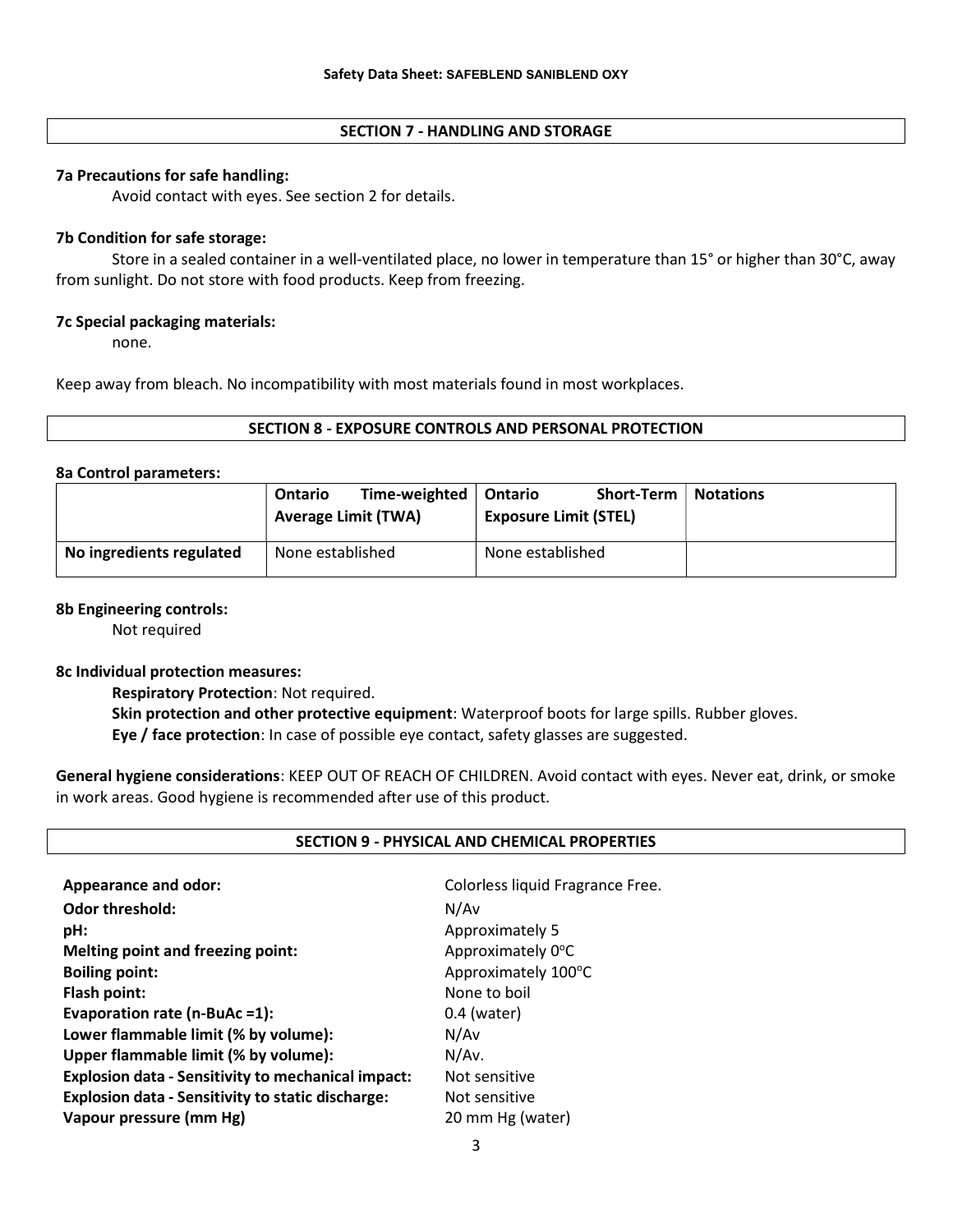## SECTION 7 - HANDLING AND STORAGE

**7a Precautions for safe handling:**

Avoid contact with eyes. See section 2 for details.

**7b Condition for safe storage:**

Store in a sealed container in a well-ventilated place, no lower in temperature than 15° or higher than 30°C, away from sunlight. Do not store with food products. Keep from freezing.

**7c Special packaging materials:**

none.

Keep away from bleach. No incompatibility with most materials found in most workplaces.

## SECTION 8 - EXPOSURE CONTROLS AND PERSONAL PROTECTION

**8a Control parameters:**

| | Ontario Time-weighted Average Limit (TWA) | Ontario Short-Term Exposure Limit (STEL) | Notations |
|---|---|---|---|
| **No ingredients regulated** | None established | None established | |

**8b Engineering controls:**

Not required

**8c Individual protection measures:**

**Respiratory Protection**: Not required.

**Skin protection and other protective equipment**: Waterproof boots for large spills. Rubber gloves.

**Eye / face protection**: In case of possible eye contact, safety glasses are suggested.

**General hygiene considerations**: KEEP OUT OF REACH OF CHILDREN. Avoid contact with eyes. Never eat, drink, or smoke in work areas. Good hygiene is recommended after use of this product.

## SECTION 9 - PHYSICAL AND CHEMICAL PROPERTIES

| | |
|---|---|
| **Appearance and odor:** | Colorless liquid Fragrance Free. |
| **Odor threshold:** | N/Av |
| **pH:** | Approximately 5 |
| **Melting point and freezing point:** | Approximately 0°C |
| **Boiling point:** | Approximately 100°C |
| **Flash point:** | None to boil |
| **Evaporation rate (n-BuAc =1):** | 0.4 (water) |
| **Lower flammable limit (% by volume):** | N/Av |
| **Upper flammable limit (% by volume):** | N/Av. |
| **Explosion data - Sensitivity to mechanical impact:** | Not sensitive |
| **Explosion data - Sensitivity to static discharge:** | Not sensitive |
| **Vapour pressure (mm Hg)** | 20 mm Hg (water) |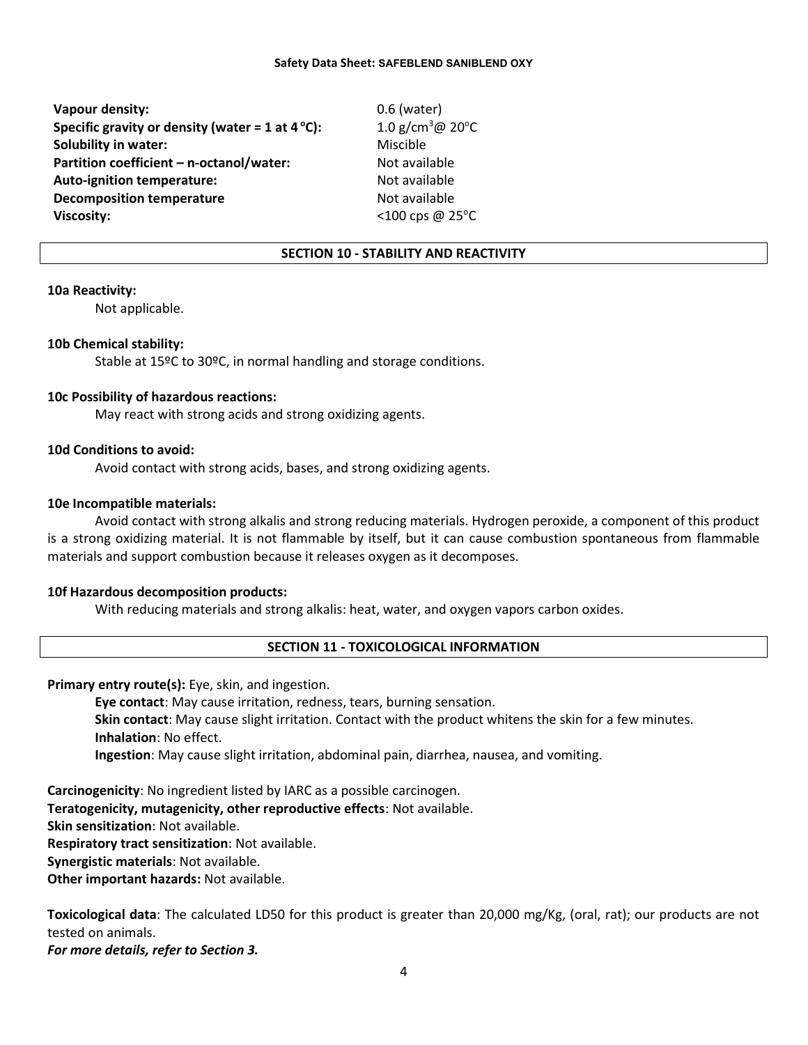**Vapour density:** 0.6 (water)
**Specific gravity or density (water = 1 at 4 °C):** 1.0 g/cm$^3$@ 20°C
**Solubility in water:** Miscible
**Partition coefficient – n-octanol/water:** Not available
**Auto-ignition temperature:** Not available
**Decomposition temperature** Not available
**Viscosity:** <100 cps @ 25°C

## SECTION 10 - STABILITY AND REACTIVITY

**10a Reactivity:**

Not applicable.

**10b Chemical stability:**

Stable at 15ºC to 30ºC, in normal handling and storage conditions.

**10c Possibility of hazardous reactions:**

May react with strong acids and strong oxidizing agents.

**10d Conditions to avoid:**

Avoid contact with strong acids, bases, and strong oxidizing agents.

**10e Incompatible materials:**

Avoid contact with strong alkalis and strong reducing materials. Hydrogen peroxide, a component of this product is a strong oxidizing material. It is not flammable by itself, but it can cause combustion spontaneous from flammable materials and support combustion because it releases oxygen as it decomposes.

**10f Hazardous decomposition products:**

With reducing materials and strong alkalis: heat, water, and oxygen vapors carbon oxides.

## SECTION 11 - TOXICOLOGICAL INFORMATION

**Primary entry route(s):** Eye, skin, and ingestion.

**Eye contact**: May cause irritation, redness, tears, burning sensation.
**Skin contact**: May cause slight irritation. Contact with the product whitens the skin for a few minutes.
**Inhalation**: No effect.
**Ingestion**: May cause slight irritation, abdominal pain, diarrhea, nausea, and vomiting.

**Carcinogenicity**: No ingredient listed by IARC as a possible carcinogen.
**Teratogenicity, mutagenicity, other reproductive effects**: Not available.
**Skin sensitization**: Not available.
**Respiratory tract sensitization**: Not available.
**Synergistic materials**: Not available.
**Other important hazards:** Not available.

**Toxicological data**: The calculated LD50 for this product is greater than 20,000 mg/Kg, (oral, rat); our products are not tested on animals.

***For more details, refer to Section 3.***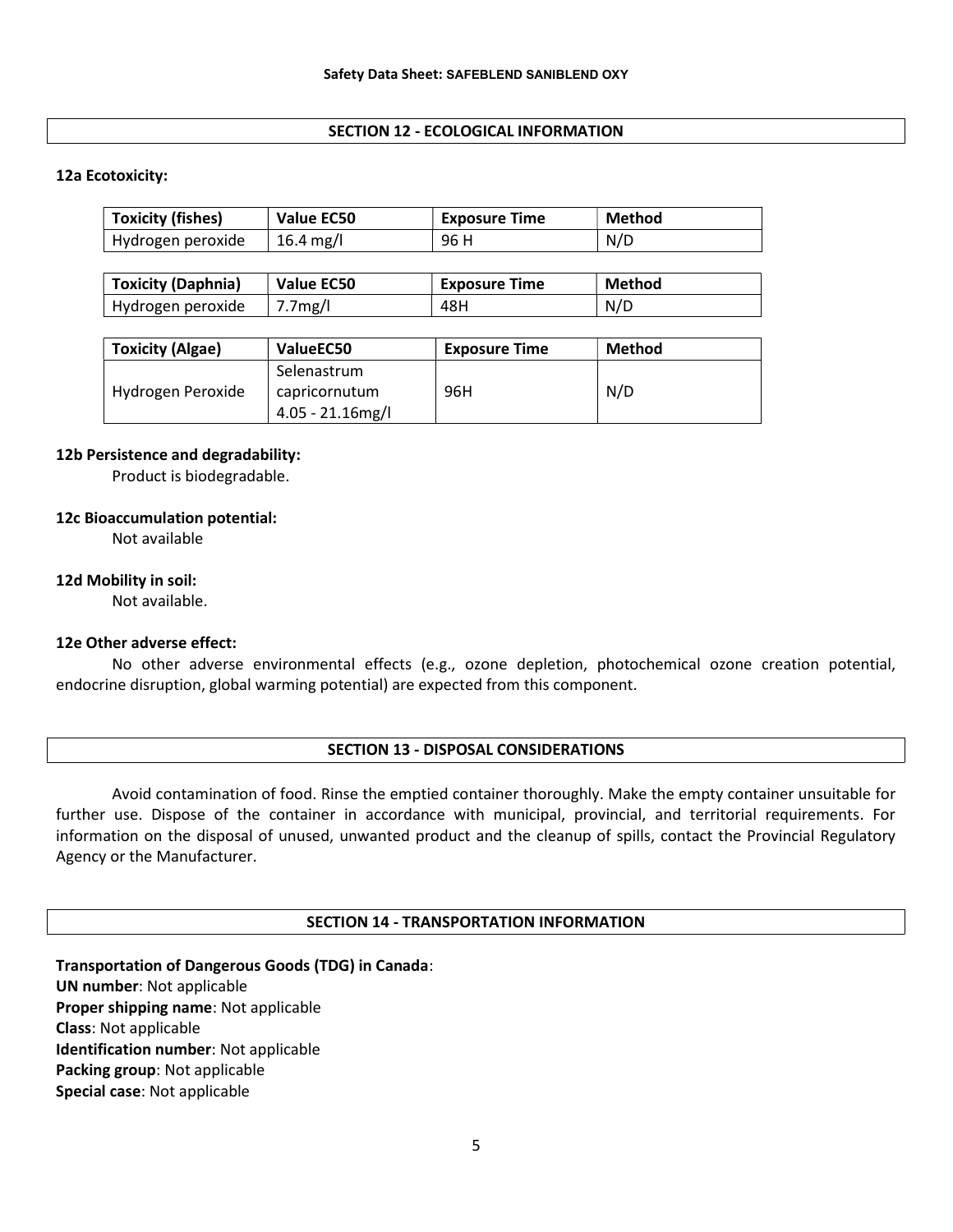## SECTION 12 - ECOLOGICAL INFORMATION

**12a Ecotoxicity:**

| Toxicity (fishes) | Value EC50 | Exposure Time | Method |
| --- | --- | --- | --- |
| Hydrogen peroxide | 16.4 mg/l | 96 H | N/D |

| Toxicity (Daphnia) | Value EC50 | Exposure Time | Method |
| --- | --- | --- | --- |
| Hydrogen peroxide | 7.7mg/l | 48H | N/D |

| Toxicity (Algae) | ValueEC50 | Exposure Time | Method |
| --- | --- | --- | --- |
| Hydrogen Peroxide | Selenastrum capricornutum 4.05 - 21.16mg/l | 96H | N/D |

**12b Persistence and degradability:**

Product is biodegradable.

**12c Bioaccumulation potential:**

Not available

**12d Mobility in soil:**

Not available.

**12e Other adverse effect:**

No other adverse environmental effects (e.g., ozone depletion, photochemical ozone creation potential, endocrine disruption, global warming potential) are expected from this component.

## SECTION 13 - DISPOSAL CONSIDERATIONS

Avoid contamination of food. Rinse the emptied container thoroughly. Make the empty container unsuitable for further use. Dispose of the container in accordance with municipal, provincial, and territorial requirements. For information on the disposal of unused, unwanted product and the cleanup of spills, contact the Provincial Regulatory Agency or the Manufacturer.

## SECTION 14 - TRANSPORTATION INFORMATION

**Transportation of Dangerous Goods (TDG) in Canada**:
**UN number**: Not applicable
**Proper shipping name**: Not applicable
**Class**: Not applicable
**Identification number**: Not applicable
**Packing group**: Not applicable
**Special case**: Not applicable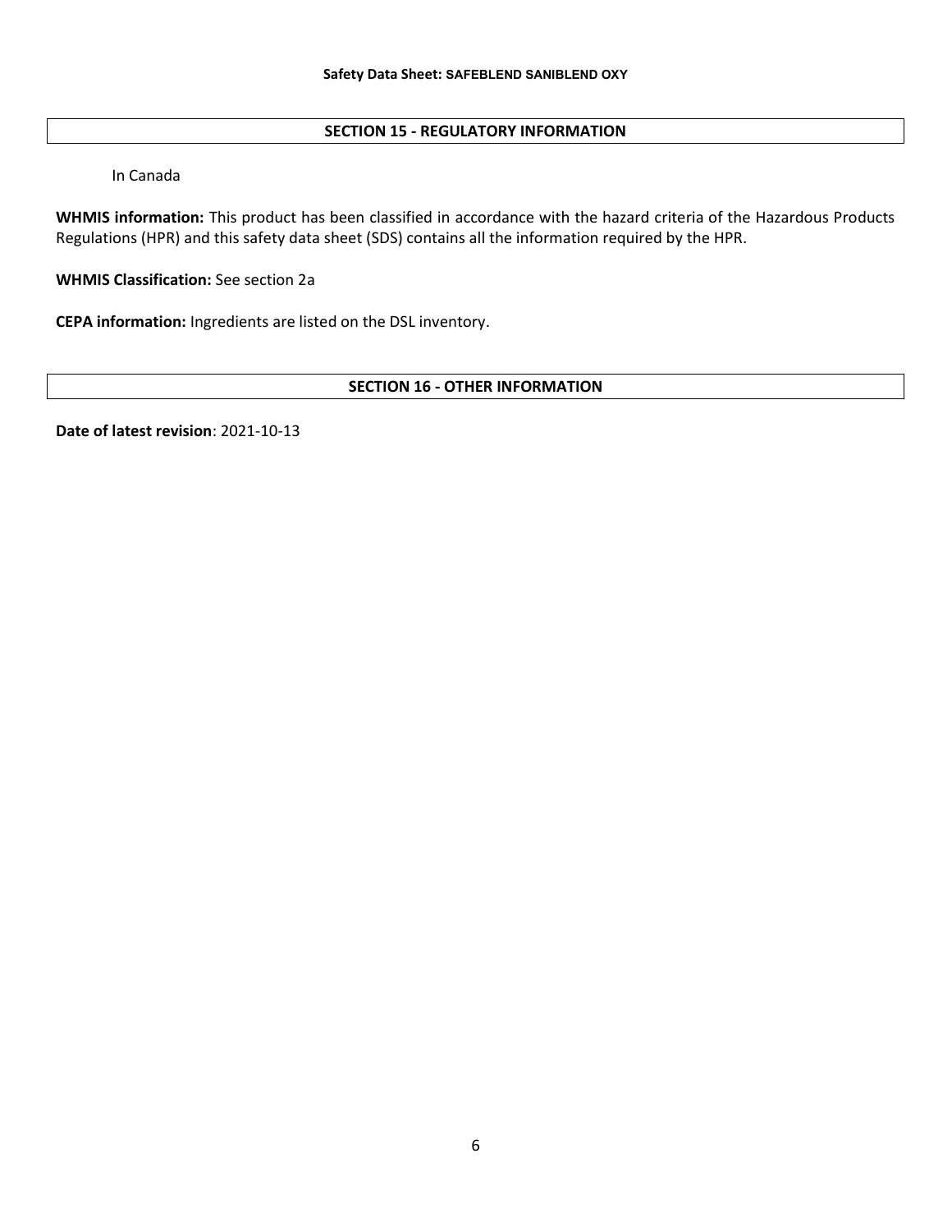## SECTION 15 - REGULATORY INFORMATION

In Canada

**WHMIS information:** This product has been classified in accordance with the hazard criteria of the Hazardous Products Regulations (HPR) and this safety data sheet (SDS) contains all the information required by the HPR.

**WHMIS Classification:** See section 2a

**CEPA information:** Ingredients are listed on the DSL inventory.

## SECTION 16 - OTHER INFORMATION

**Date of latest revision**: 2021-10-13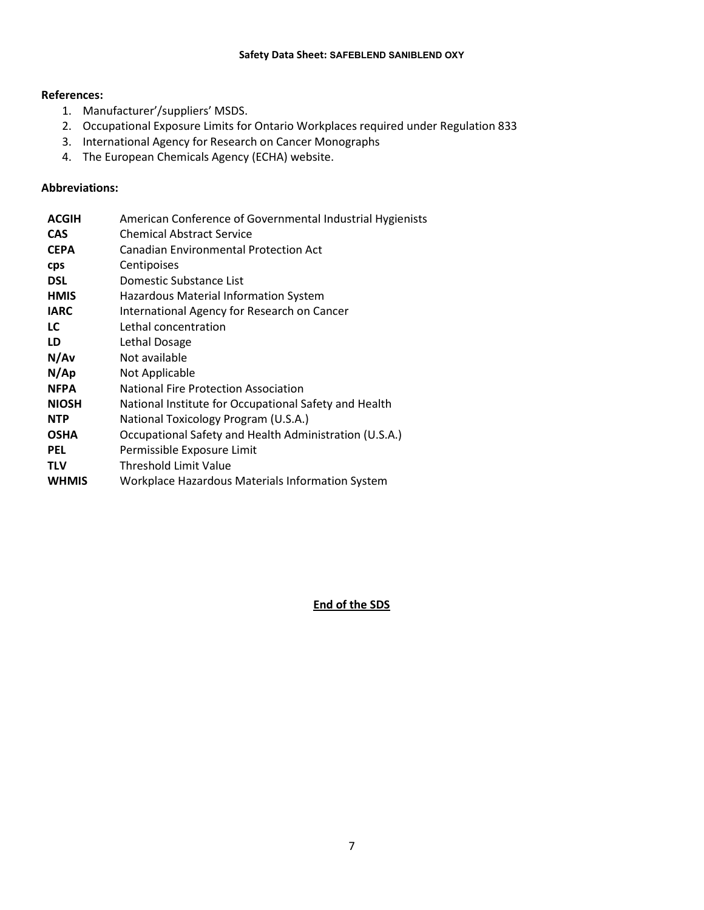**References:**

1. Manufacturer'/suppliers' MSDS.
2. Occupational Exposure Limits for Ontario Workplaces required under Regulation 833
3. International Agency for Research on Cancer Monographs
4. The European Chemicals Agency (ECHA) website.

**Abbreviations:**

| | |
|---|---|
| **ACGIH** | American Conference of Governmental Industrial Hygienists |
| **CAS** | Chemical Abstract Service |
| **CEPA** | Canadian Environmental Protection Act |
| **cps** | Centipoises |
| **DSL** | Domestic Substance List |
| **HMIS** | Hazardous Material Information System |
| **IARC** | International Agency for Research on Cancer |
| **LC** | Lethal concentration |
| **LD** | Lethal Dosage |
| **N/Av** | Not available |
| **N/Ap** | Not Applicable |
| **NFPA** | National Fire Protection Association |
| **NIOSH** | National Institute for Occupational Safety and Health |
| **NTP** | National Toxicology Program (U.S.A.) |
| **OSHA** | Occupational Safety and Health Administration (U.S.A.) |
| **PEL** | Permissible Exposure Limit |
| **TLV** | Threshold Limit Value |
| **WHMIS** | Workplace Hazardous Materials Information System |

**End of the SDS**